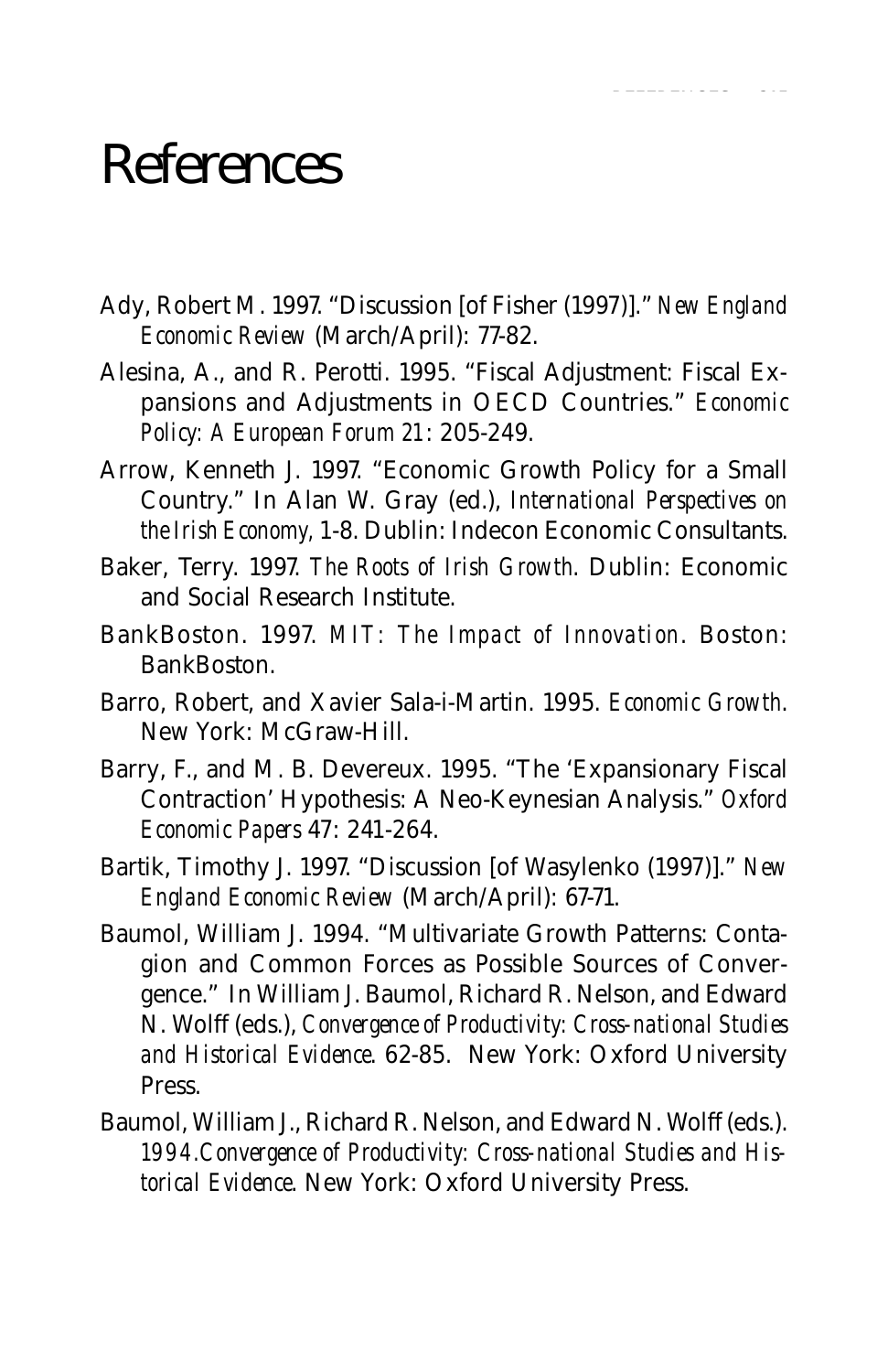# References

Ady, Robert M. 1997. "Discussion [of Fisher (1997)]." *New England Economic Review* (March/April): 77-82.

Alesina, A., and R. Perotti. 1995. "Fiscal Adjustment: Fiscal Expansions and Adjustments in OECD Countries." *Economic Policy: A European Forum 21*: 205-249.

Arrow, Kenneth J. 1997. "Economic Growth Policy for a Small Country." In Alan W. Gray (ed.), *International Perspectives on the Irish Economy,* 1-8. Dublin: Indecon Economic Consultants.

Baker, Terry. 1997. *The Roots of Irish Growth*. Dublin: Economic and Social Research Institute.

BankBoston. 1997. *MIT: The Impact of Innovation*. Boston: BankBoston.

Barro, Robert, and Xavier Sala-i-Martin. 1995. *Economic Growth*. New York: McGraw-Hill.

Barry, F., and M. B. Devereux. 1995. "The 'Expansionary Fiscal Contraction' Hypothesis: A Neo-Keynesian Analysis." *Oxford Economic Papers* 47: 241-264.

Bartik, Timothy J. 1997. "Discussion [of Wasylenko (1997)]." *New England Economic Review* (March/April): 67-71.

Baumol, William J. 1994. "Multivariate Growth Patterns: Contagion and Common Forces as Possible Sources of Convergence." In William J. Baumol, Richard R. Nelson, and Edward N. Wolff (eds.), *Convergence of Productivity: Cross-national Studies and Historical Evidence*. 62-85. New York: Oxford University Press.

Baumol, William J., Richard R. Nelson, and Edward N. Wolff (eds.). *1994.Convergence of Productivity: Cross-national Studies and Historical Evidence*. New York: Oxford University Press.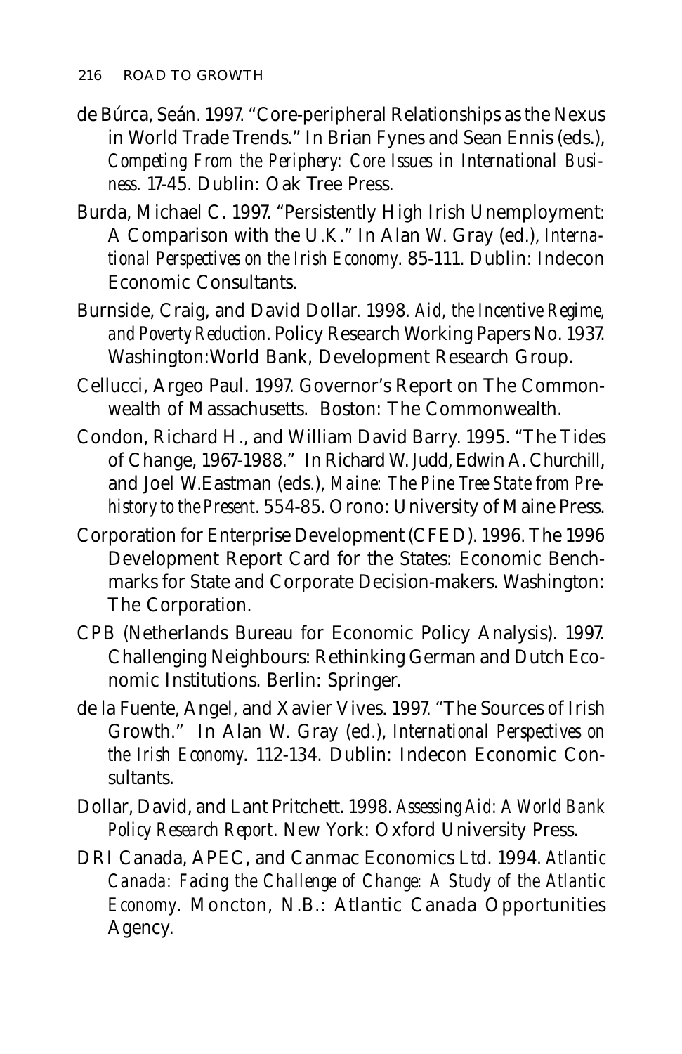de Búrca, Seán. 1997. "Core-peripheral Relationships as the Nexus in World Trade Trends." In Brian Fynes and Sean Ennis (eds.), *Competing From the Periphery: Core Issues in International Business*. 17-45. Dublin: Oak Tree Press.

Burda, Michael C. 1997. "Persistently High Irish Unemployment: A Comparison with the U.K." In Alan W. Gray (ed.), *International Perspectives on the Irish Economy*. 85-111. Dublin: Indecon Economic Consultants.

Burnside, Craig, and David Dollar. 1998. *Aid, the Incentive Regime, and Poverty Reduction*. Policy Research Working Papers No. 1937. Washington:World Bank, Development Research Group.

Cellucci, Argeo Paul. 1997. Governor's Report on The Commonwealth of Massachusetts. Boston: The Commonwealth.

Condon, Richard H., and William David Barry. 1995. "The Tides of Change, 1967-1988." In Richard W. Judd, Edwin A. Churchill, and Joel W.Eastman (eds.), *Maine: The Pine Tree State from Prehistory to the Present*. 554-85. Orono: University of Maine Press.

Corporation for Enterprise Development (CFED). 1996. The 1996 Development Report Card for the States: Economic Benchmarks for State and Corporate Decision-makers. Washington: The Corporation.

CPB (Netherlands Bureau for Economic Policy Analysis). 1997. Challenging Neighbours: Rethinking German and Dutch Economic Institutions. Berlin: Springer.

de la Fuente, Angel, and Xavier Vives. 1997. "The Sources of Irish Growth." In Alan W. Gray (ed.), *International Perspectives on the Irish Economy*. 112-134. Dublin: Indecon Economic Consultants.

Dollar, David, and Lant Pritchett. 1998. *Assessing Aid: A World Bank Policy Research Report*. New York: Oxford University Press.

DRI Canada, APEC, and Canmac Economics Ltd. 1994. *Atlantic Canada: Facing the Challenge of Change: A Study of the Atlantic Economy*. Moncton, N.B.: Atlantic Canada Opportunities Agency.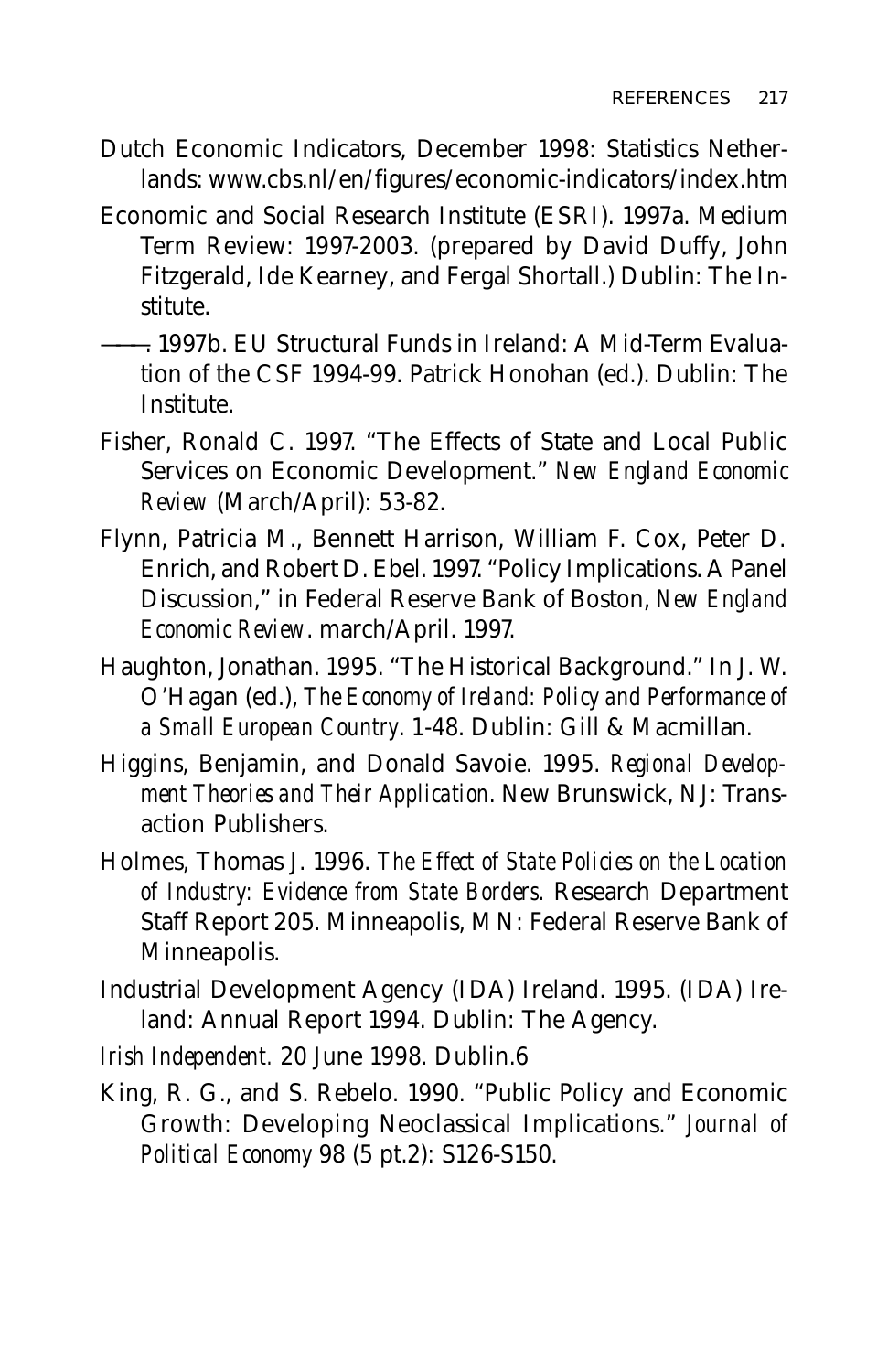Dutch Economic Indicators, December 1998: Statistics Netherlands: www.cbs.nl/en/figures/economic-indicators/index.htm

Economic and Social Research Institute (ESRI). 1997a. Medium Term Review: 1997-2003. (prepared by David Duffy, John Fitzgerald, Ide Kearney, and Fergal Shortall.) Dublin: The Institute.

———. 1997b. EU Structural Funds in Ireland: A Mid-Term Evaluation of the CSF 1994-99. Patrick Honohan (ed.). Dublin: The Institute.

Fisher, Ronald C. 1997. "The Effects of State and Local Public Services on Economic Development." *New England Economic Review* (March/April): 53-82.

Flynn, Patricia M., Bennett Harrison, William F. Cox, Peter D. Enrich, and Robert D. Ebel. 1997. "Policy Implications. A Panel Discussion," in Federal Reserve Bank of Boston, *New England Economic Review*. march/April. 1997.

Haughton, Jonathan. 1995. "The Historical Background." In J. W. O'Hagan (ed.), *The Economy of Ireland: Policy and Performance of a Small European Country*. 1-48. Dublin: Gill & Macmillan.

Higgins, Benjamin, and Donald Savoie. 1995. *Regional Development Theories and Their Application*. New Brunswick, NJ: Transaction Publishers.

Holmes, Thomas J. 1996. *The Effect of State Policies on the Location of Industry: Evidence from State Borders*. Research Department Staff Report 205. Minneapolis, MN: Federal Reserve Bank of Minneapolis.

Industrial Development Agency (IDA) Ireland. 1995. (IDA) Ireland: Annual Report 1994. Dublin: The Agency.

*Irish Independent*. 20 June 1998. Dublin.6

King, R. G., and S. Rebelo. 1990. "Public Policy and Economic Growth: Developing Neoclassical Implications." *Journal of Political Economy* 98 (5 pt.2): S126-S150.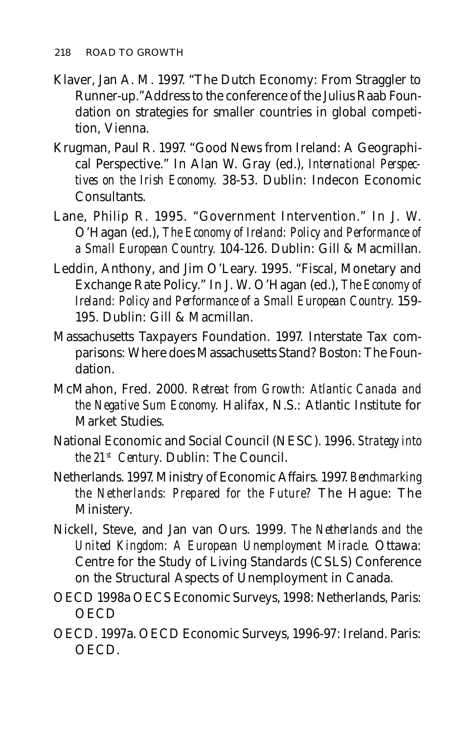Klaver, Jan A. M. 1997. "The Dutch Economy: From Straggler to Runner-up."Address to the conference of the Julius Raab Foundation on strategies for smaller countries in global competition, Vienna.

Krugman, Paul R. 1997. "Good News from Ireland: A Geographical Perspective." In Alan W. Gray (ed.), *International Perspectives on the Irish Economy.* 38-53. Dublin: Indecon Economic Consultants.

Lane, Philip R. 1995. "Government Intervention." In J. W. O'Hagan (ed.), *The Economy of Ireland: Policy and Performance of a Small European Country.* 104-126. Dublin: Gill & Macmillan.

Leddin, Anthony, and Jim O'Leary. 1995. "Fiscal, Monetary and Exchange Rate Policy." In J. W. O'Hagan (ed.), *The Economy of Ireland: Policy and Performance of a Small European Country.* 159-195. Dublin: Gill & Macmillan.

Massachusetts Taxpayers Foundation. 1997. Interstate Tax comparisons: Where does Massachusetts Stand? Boston: The Foundation.

McMahon, Fred. 2000. *Retreat from Growth: Atlantic Canada and the Negative Sum Economy.* Halifax, N.S.: Atlantic Institute for Market Studies.

National Economic and Social Council (NESC). 1996. *Strategy into the 21st Century.* Dublin: The Council.

Netherlands. 1997. Ministry of Economic Affairs. 1997. *Benchmarking the Netherlands: Prepared for the Future?* The Hague: The Ministery.

Nickell, Steve, and Jan van Ours. 1999. *The Netherlands and the United Kingdom: A European Unemployment Miracle.* Ottawa: Centre for the Study of Living Standards (CSLS) Conference on the Structural Aspects of Unemployment in Canada.

OECD 1998a OECS Economic Surveys, 1998: Netherlands, Paris: OECD

OECD. 1997a. OECD Economic Surveys, 1996-97: Ireland. Paris: OECD.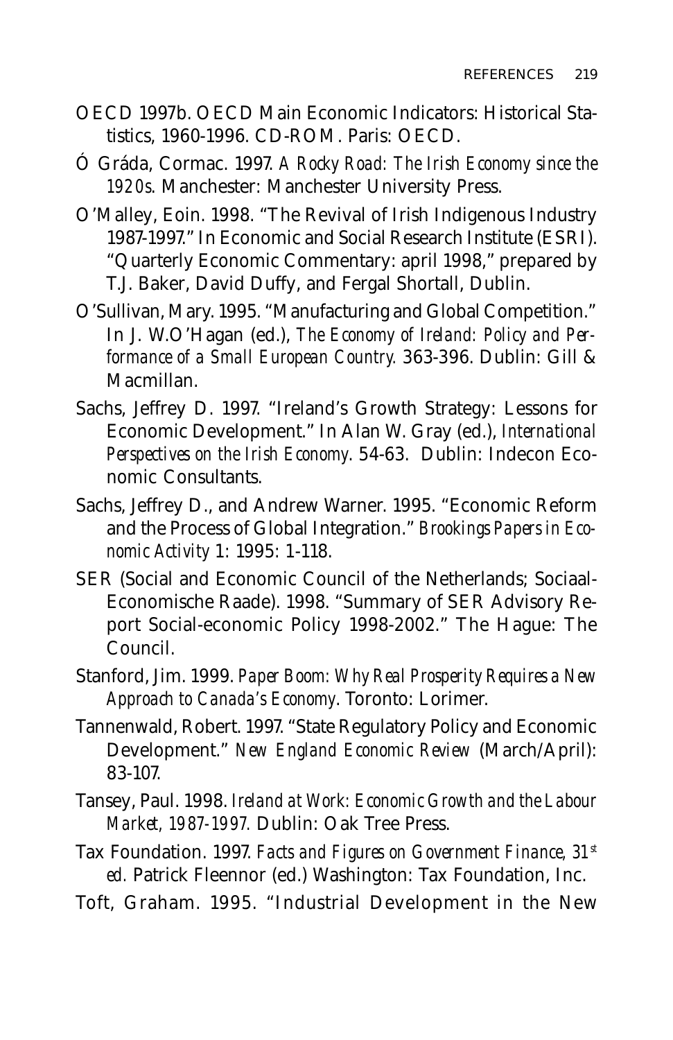OECD 1997b. OECD Main Economic Indicators: Historical Statistics, 1960-1996. CD-ROM. Paris: OECD.

Ó Gráda, Cormac. 1997. *A Rocky Road: The Irish Economy since the 1920s*. Manchester: Manchester University Press.

O'Malley, Eoin. 1998. "The Revival of Irish Indigenous Industry 1987-1997." In Economic and Social Research Institute (ESRI). "Quarterly Economic Commentary: april 1998," prepared by T.J. Baker, David Duffy, and Fergal Shortall, Dublin.

O'Sullivan, Mary. 1995. "Manufacturing and Global Competition." In J. W.O'Hagan (ed.), *The Economy of Ireland: Policy and Performance of a Small European Country.* 363-396. Dublin: Gill & Macmillan.

Sachs, Jeffrey D. 1997. "Ireland's Growth Strategy: Lessons for Economic Development." In Alan W. Gray (ed.), *International Perspectives on the Irish Economy*. 54-63. Dublin: Indecon Economic Consultants.

Sachs, Jeffrey D., and Andrew Warner. 1995. "Economic Reform and the Process of Global Integration." *Brookings Papers in Economic Activity* 1: 1995: 1-118.

SER (Social and Economic Council of the Netherlands; Sociaal-Economische Raade). 1998. "Summary of SER Advisory Report Social-economic Policy 1998-2002." The Hague: The Council.

Stanford, Jim. 1999. *Paper Boom: Why Real Prosperity Requires a New Approach to Canada's Economy*. Toronto: Lorimer.

Tannenwald, Robert. 1997. "State Regulatory Policy and Economic Development." *New England Economic Review* (March/April): 83-107.

Tansey, Paul. 1998. *Ireland at Work: Economic Growth and the Labour Market, 1987-1997.* Dublin: Oak Tree Press.

Tax Foundation. 1997. *Facts and Figures on Government Finance, 31st ed.* Patrick Fleennor (ed.) Washington: Tax Foundation, Inc.

Toft, Graham. 1995. "Industrial Development in the New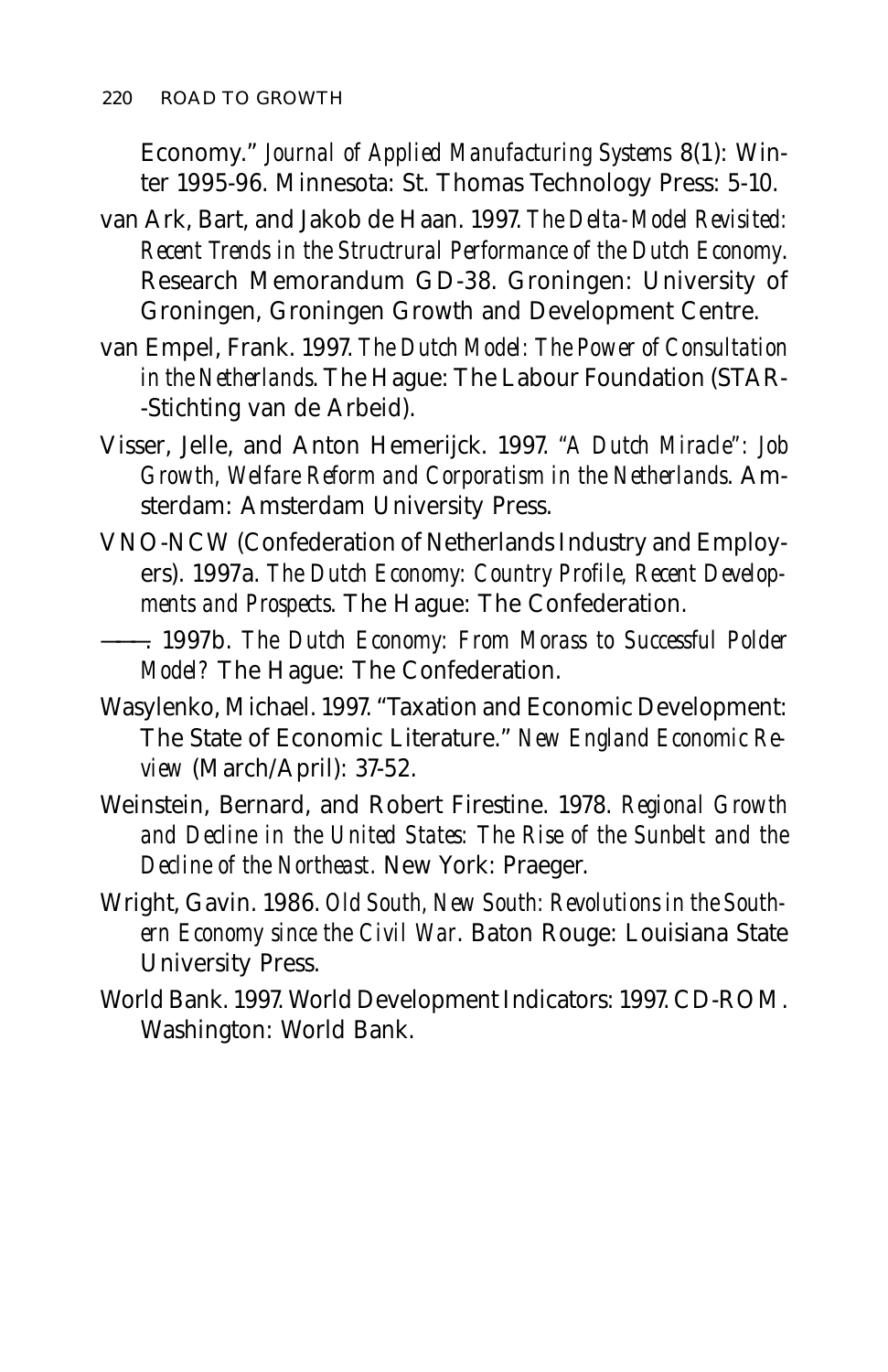Economy." *Journal of Applied Manufacturing Systems* 8(1): Winter 1995-96. Minnesota: St. Thomas Technology Press: 5-10.

van Ark, Bart, and Jakob de Haan. 1997. *The Delta-Model Revisited: Recent Trends in the Structrural Performance of the Dutch Economy*. Research Memorandum GD-38. Groningen: University of Groningen, Groningen Growth and Development Centre.

van Empel, Frank. 1997. *The Dutch Model: The Power of Consultation in the Netherlands*. The Hague: The Labour Foundation (STAR--Stichting van de Arbeid).

Visser, Jelle, and Anton Hemerijck. 1997. *"A Dutch Miracle": Job Growth, Welfare Reform and Corporatism in the Netherlands*. Amsterdam: Amsterdam University Press.

VNO-NCW (Confederation of Netherlands Industry and Employers). 1997a. *The Dutch Economy: Country Profile, Recent Developments and Prospects*. The Hague: The Confederation.

———. 1997b. *The Dutch Economy: From Morass to Successful Polder Model?* The Hague: The Confederation.

Wasylenko, Michael. 1997. "Taxation and Economic Development: The State of Economic Literature." *New England Economic Review* (March/April): 37-52.

Weinstein, Bernard, and Robert Firestine. 1978. *Regional Growth and Decline in the United States: The Rise of the Sunbelt and the Decline of the Northeast.* New York: Praeger.

Wright, Gavin. 1986. *Old South, New South: Revolutions in the Southern Economy since the Civil War*. Baton Rouge: Louisiana State University Press.

World Bank. 1997. World Development Indicators: 1997. CD-ROM. Washington: World Bank.